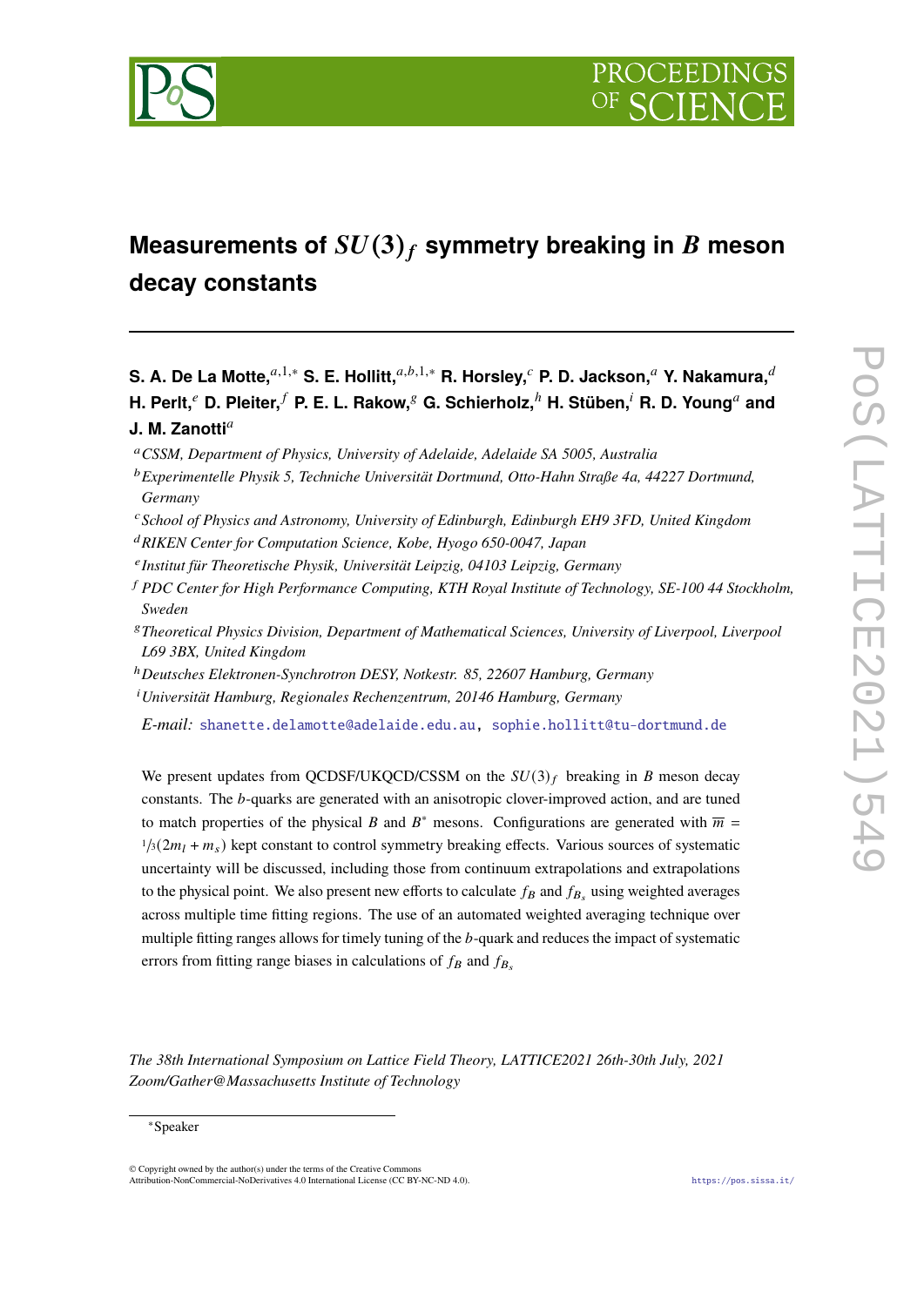# Measurements of $SU(3)_f$ symmetry breaking in $B$ meson decay constants

**S. A. De La Motte,**[a,1,*] **S. E. Hollitt,**[a,b,1,*] **R. Horsley,**[c] **P. D. Jackson,**[a] **Y. Nakamura,**[d] **H. Perlt,**[e] **D. Pleiter,**[f] **P. E. L. Rakow,**[g] **G. Schierholz,**[h] **H. Stüben,**[i] **R. D. Young**[a] **and J. M. Zanotti**[a]

[a] *CSSM, Department of Physics, University of Adelaide, Adelaide SA 5005, Australia*

[b] *Experimentelle Physik 5, Techniche Universität Dortmund, Otto-Hahn Straße 4a, 44227 Dortmund, Germany*

[c] *School of Physics and Astronomy, University of Edinburgh, Edinburgh EH9 3FD, United Kingdom*

[d] *RIKEN Center for Computation Science, Kobe, Hyogo 650-0047, Japan*

[e] *Institut für Theoretische Physik, Universität Leipzig, 04103 Leipzig, Germany*

[f] *PDC Center for High Performance Computing, KTH Royal Institute of Technology, SE-100 44 Stockholm, Sweden*

[g] *Theoretical Physics Division, Department of Mathematical Sciences, University of Liverpool, Liverpool L69 3BX, United Kingdom*

[h] *Deutsches Elektronen-Synchrotron DESY, Notkestr. 85, 22607 Hamburg, Germany*

[i] *Universität Hamburg, Regionales Rechenzentrum, 20146 Hamburg, Germany*

*E-mail:* shanette.delamotte@adelaide.edu.au, sophie.hollitt@tu-dortmund.de

We present updates from QCDSF/UKQCD/CSSM on the $SU(3)_f$ breaking in $B$ meson decay constants. The $b$-quarks are generated with an anisotropic clover-improved action, and are tuned to match properties of the physical $B$ and $B^*$ mesons. Configurations are generated with $\overline{m} = {}^1\!/\!_3(2m_l + m_s)$ kept constant to control symmetry breaking effects. Various sources of systematic uncertainty will be discussed, including those from continuum extrapolations and extrapolations to the physical point. We also present new efforts to calculate $f_B$ and $f_{B_s}$ using weighted averages across multiple time fitting regions. The use of an automated weighted averaging technique over multiple fitting ranges allows for timely tuning of the $b$-quark and reduces the impact of systematic errors from fitting range biases in calculations of $f_B$ and $f_{B_s}$

*The 38th International Symposium on Lattice Field Theory, LATTICE2021 26th-30th July, 2021 Zoom/Gather@Massachusetts Institute of Technology*

*Speaker

© Copyright owned by the author(s) under the terms of the Creative Commons Attribution-NonCommercial-NoDerivatives 4.0 International License (CC BY-NC-ND 4.0).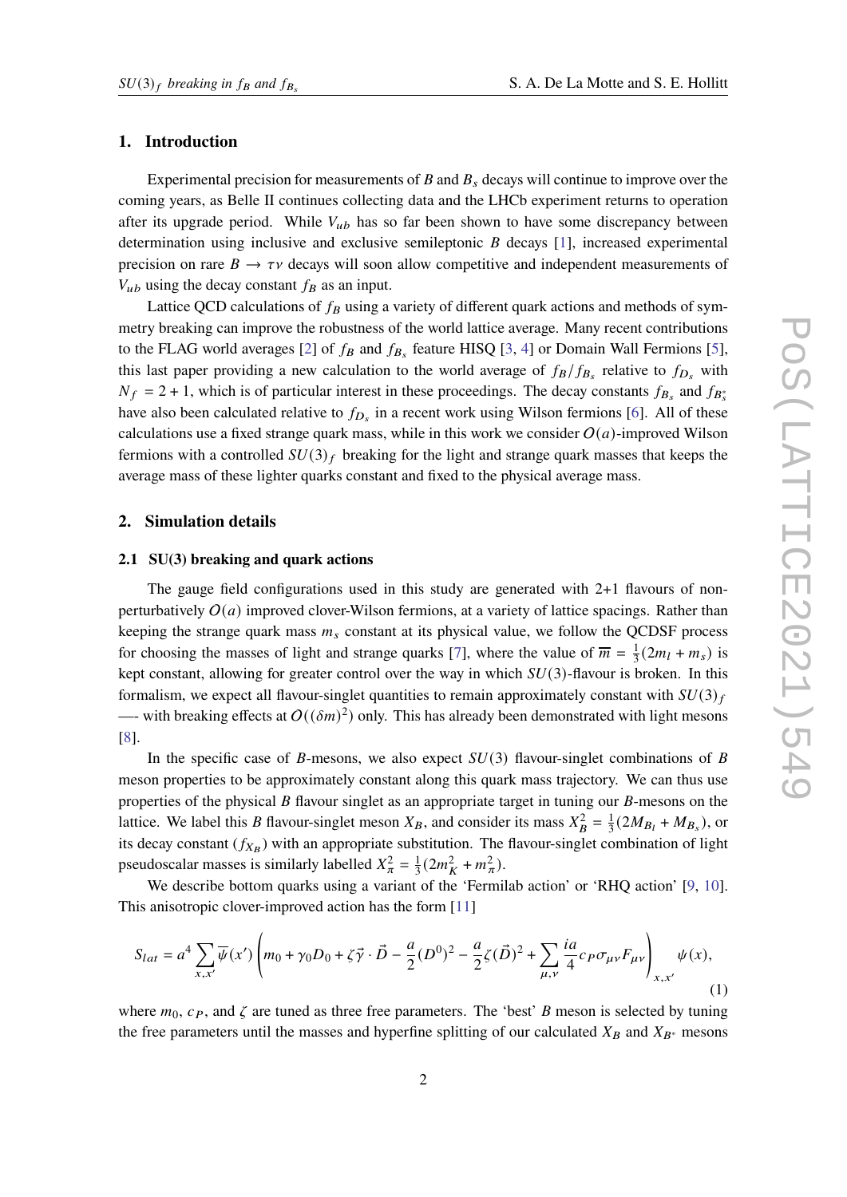## 1. Introduction

Experimental precision for measurements of $B$ and $B_s$ decays will continue to improve over the coming years, as Belle II continues collecting data and the LHCb experiment returns to operation after its upgrade period. While $V_{ub}$ has so far been shown to have some discrepancy between determination using inclusive and exclusive semileptonic $B$ decays [1], increased experimental precision on rare $B \to \tau\nu$ decays will soon allow competitive and independent measurements of $V_{ub}$ using the decay constant $f_B$ as an input.

Lattice QCD calculations of $f_B$ using a variety of different quark actions and methods of symmetry breaking can improve the robustness of the world lattice average. Many recent contributions to the FLAG world averages [2] of $f_B$ and $f_{B_s}$ feature HISQ [3, 4] or Domain Wall Fermions [5], this last paper providing a new calculation to the world average of $f_B/f_{B_s}$ relative to $f_{D_s}$ with $N_f = 2+1$, which is of particular interest in these proceedings. The decay constants $f_{B_s}$ and $f_{B_s^*}$ have also been calculated relative to $f_{D_s}$ in a recent work using Wilson fermions [6]. All of these calculations use a fixed strange quark mass, while in this work we consider $O(a)$-improved Wilson fermions with a controlled $SU(3)_f$ breaking for the light and strange quark masses that keeps the average mass of these lighter quarks constant and fixed to the physical average mass.

## 2. Simulation details

### 2.1 SU(3) breaking and quark actions

The gauge field configurations used in this study are generated with 2+1 flavours of non-perturbatively $O(a)$ improved clover-Wilson fermions, at a variety of lattice spacings. Rather than keeping the strange quark mass $m_s$ constant at its physical value, we follow the QCDSF process for choosing the masses of light and strange quarks [7], where the value of $\overline{m} = \frac{1}{3}(2m_l + m_s)$ is kept constant, allowing for greater control over the way in which $SU(3)$-flavour is broken. In this formalism, we expect all flavour-singlet quantities to remain approximately constant with $SU(3)_f$ —- with breaking effects at $O((\delta m)^2)$ only. This has already been demonstrated with light mesons [8].

In the specific case of $B$-mesons, we also expect $SU(3)$ flavour-singlet combinations of $B$ meson properties to be approximately constant along this quark mass trajectory. We can thus use properties of the physical $B$ flavour singlet as an appropriate target in tuning our $B$-mesons on the lattice. We label this $B$ flavour-singlet meson $X_B$, and consider its mass $X_B^2 = \frac{1}{3}(2M_{B_l} + M_{B_s})$, or its decay constant ($f_{X_B}$) with an appropriate substitution. The flavour-singlet combination of light pseudoscalar masses is similarly labelled $X_\pi^2 = \frac{1}{3}(2m_K^2 + m_\pi^2)$.

We describe bottom quarks using a variant of the 'Fermilab action' or 'RHQ action' [9, 10]. This anisotropic clover-improved action has the form [11]

$$S_{lat} = a^4 \sum_{x,x'} \overline{\psi}(x') \left( m_0 + \gamma_0 D_0 + \zeta \vec{\gamma} \cdot \vec{D} - \frac{a}{2}(D^0)^2 - \frac{a}{2}\zeta(\vec{D})^2 + \sum_{\mu,\nu} \frac{ia}{4} c_P \sigma_{\mu\nu} F_{\mu\nu} \right)_{x,x'} \psi(x), \tag{1}$$

where $m_0$, $c_P$, and $\zeta$ are tuned as three free parameters. The 'best' $B$ meson is selected by tuning the free parameters until the masses and hyperfine splitting of our calculated $X_B$ and $X_{B^*}$ mesons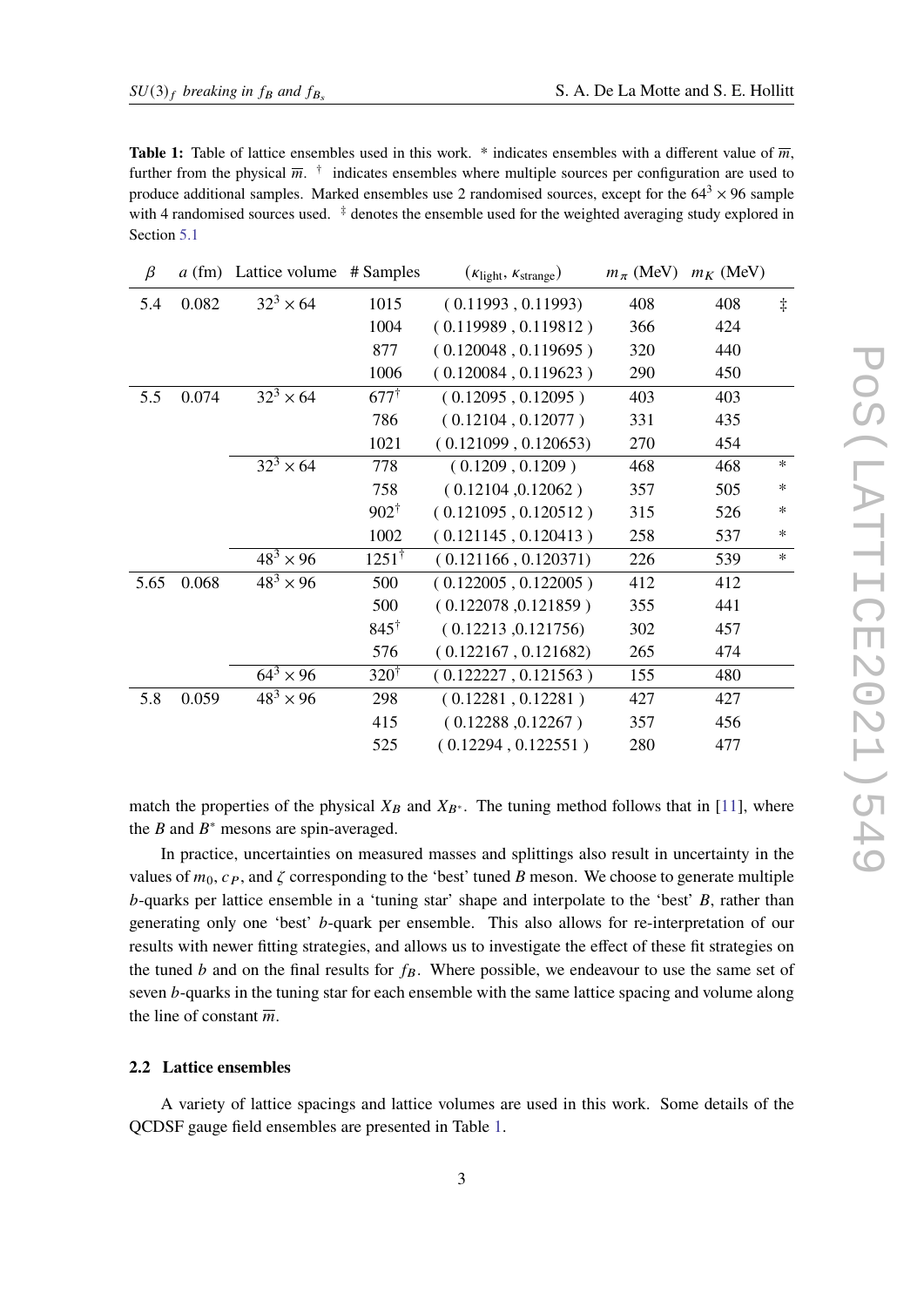**Table 1:** Table of lattice ensembles used in this work. * indicates ensembles with a different value of $\overline{m}$, further from the physical $\overline{m}$. † indicates ensembles where multiple sources per configuration are used to produce additional samples. Marked ensembles use 2 randomised sources, except for the $64^3 \times 96$ sample with 4 randomised sources used. ‡ denotes the ensemble used for the weighted averaging study explored in Section 5.1

| $\beta$ | $a$ (fm) | Lattice volume | # Samples | $(\kappa_{\text{light}}, \kappa_{\text{strange}})$ | $m_\pi$ (MeV) | $m_K$ (MeV) | |
|---|---|---|---|---|---|---|---|
| 5.4 | 0.082 | $32^3 \times 64$ | 1015 | ( 0.11993 , 0.11993) | 408 | 408 | ‡ |
| | | | 1004 | ( 0.119989 , 0.119812 ) | 366 | 424 | |
| | | | 877 | ( 0.120048 , 0.119695 ) | 320 | 440 | |
| | | | 1006 | ( 0.120084 , 0.119623 ) | 290 | 450 | |
| 5.5 | 0.074 | $32^3 \times 64$ | 677† | ( 0.12095 , 0.12095 ) | 403 | 403 | |
| | | | 786 | ( 0.12104 , 0.12077 ) | 331 | 435 | |
| | | | 1021 | ( 0.121099 , 0.120653) | 270 | 454 | |
| | | $32^3 \times 64$ | 778 | ( 0.1209 , 0.1209 ) | 468 | 468 | * |
| | | | 758 | ( 0.12104 ,0.12062 ) | 357 | 505 | * |
| | | | 902† | ( 0.121095 , 0.120512 ) | 315 | 526 | * |
| | | | 1002 | ( 0.121145 , 0.120413 ) | 258 | 537 | * |
| | | $48^3 \times 96$ | 1251† | ( 0.121166 , 0.120371) | 226 | 539 | * |
| 5.65 | 0.068 | $48^3 \times 96$ | 500 | ( 0.122005 , 0.122005 ) | 412 | 412 | |
| | | | 500 | ( 0.122078 ,0.121859 ) | 355 | 441 | |
| | | | 845† | ( 0.12213 ,0.121756) | 302 | 457 | |
| | | | 576 | ( 0.122167 , 0.121682) | 265 | 474 | |
| | | $64^3 \times 96$ | 320† | ( 0.122227 , 0.121563 ) | 155 | 480 | |
| 5.8 | 0.059 | $48^3 \times 96$ | 298 | ( 0.12281 , 0.12281 ) | 427 | 427 | |
| | | | 415 | ( 0.12288 ,0.12267 ) | 357 | 456 | |
| | | | 525 | ( 0.12294 , 0.122551 ) | 280 | 477 | |

match the properties of the physical $X_B$ and $X_{B^*}$. The tuning method follows that in [11], where the $B$ and $B^*$ mesons are spin-averaged.

In practice, uncertainties on measured masses and splittings also result in uncertainty in the values of $m_0$, $c_P$, and $\zeta$ corresponding to the 'best' tuned $B$ meson. We choose to generate multiple $b$-quarks per lattice ensemble in a 'tuning star' shape and interpolate to the 'best' $B$, rather than generating only one 'best' $b$-quark per ensemble. This also allows for re-interpretation of our results with newer fitting strategies, and allows us to investigate the effect of these fit strategies on the tuned $b$ and on the final results for $f_B$. Where possible, we endeavour to use the same set of seven $b$-quarks in the tuning star for each ensemble with the same lattice spacing and volume along the line of constant $\overline{m}$.

### 2.2 Lattice ensembles

A variety of lattice spacings and lattice volumes are used in this work. Some details of the QCDSF gauge field ensembles are presented in Table 1.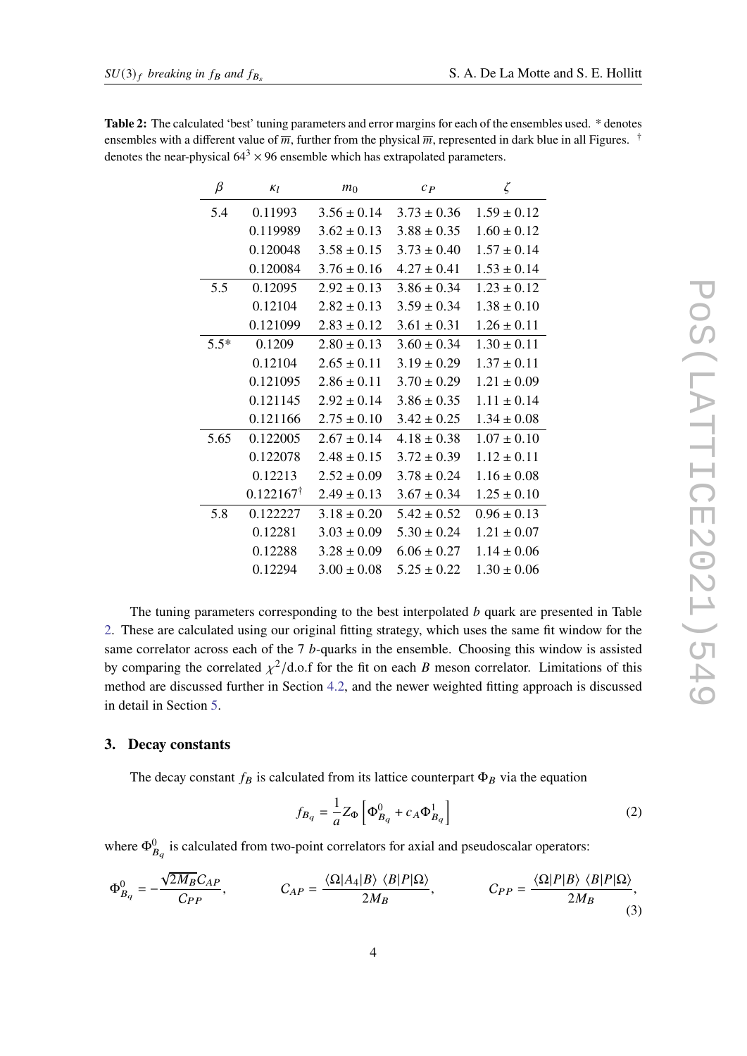**Table 2:** The calculated 'best' tuning parameters and error margins for each of the ensembles used. * denotes ensembles with a different value of $\overline{m}$, further from the physical $\overline{m}$, represented in dark blue in all Figures. † denotes the near-physical $64^3 \times 96$ ensemble which has extrapolated parameters.

| $\beta$ | $\kappa_l$ | $m_0$ | $c_P$ | $\zeta$ |
|---|---|---|---|---|
| 5.4 | 0.11993 | $3.56 \pm 0.14$ | $3.73 \pm 0.36$ | $1.59 \pm 0.12$ |
| | 0.119989 | $3.62 \pm 0.13$ | $3.88 \pm 0.35$ | $1.60 \pm 0.12$ |
| | 0.120048 | $3.58 \pm 0.15$ | $3.73 \pm 0.40$ | $1.57 \pm 0.14$ |
| | 0.120084 | $3.76 \pm 0.16$ | $4.27 \pm 0.41$ | $1.53 \pm 0.14$ |
| 5.5 | 0.12095 | $2.92 \pm 0.13$ | $3.86 \pm 0.34$ | $1.23 \pm 0.12$ |
| | 0.12104 | $2.82 \pm 0.13$ | $3.59 \pm 0.34$ | $1.38 \pm 0.10$ |
| | 0.121099 | $2.83 \pm 0.12$ | $3.61 \pm 0.31$ | $1.26 \pm 0.11$ |
| 5.5* | 0.1209 | $2.80 \pm 0.13$ | $3.60 \pm 0.34$ | $1.30 \pm 0.11$ |
| | 0.12104 | $2.65 \pm 0.11$ | $3.19 \pm 0.29$ | $1.37 \pm 0.11$ |
| | 0.121095 | $2.86 \pm 0.11$ | $3.70 \pm 0.29$ | $1.21 \pm 0.09$ |
| | 0.121145 | $2.92 \pm 0.14$ | $3.86 \pm 0.35$ | $1.11 \pm 0.14$ |
| | 0.121166 | $2.75 \pm 0.10$ | $3.42 \pm 0.25$ | $1.34 \pm 0.08$ |
| 5.65 | 0.122005 | $2.67 \pm 0.14$ | $4.18 \pm 0.38$ | $1.07 \pm 0.10$ |
| | 0.122078 | $2.48 \pm 0.15$ | $3.72 \pm 0.39$ | $1.12 \pm 0.11$ |
| | 0.12213 | $2.52 \pm 0.09$ | $3.78 \pm 0.24$ | $1.16 \pm 0.08$ |
| | 0.122167† | $2.49 \pm 0.13$ | $3.67 \pm 0.34$ | $1.25 \pm 0.10$ |
| 5.8 | 0.122227 | $3.18 \pm 0.20$ | $5.42 \pm 0.52$ | $0.96 \pm 0.13$ |
| | 0.12281 | $3.03 \pm 0.09$ | $5.30 \pm 0.24$ | $1.21 \pm 0.07$ |
| | 0.12288 | $3.28 \pm 0.09$ | $6.06 \pm 0.27$ | $1.14 \pm 0.06$ |
| | 0.12294 | $3.00 \pm 0.08$ | $5.25 \pm 0.22$ | $1.30 \pm 0.06$ |

The tuning parameters corresponding to the best interpolated $b$ quark are presented in Table 2. These are calculated using our original fitting strategy, which uses the same fit window for the same correlator across each of the 7 $b$-quarks in the ensemble. Choosing this window is assisted by comparing the correlated $\chi^2$/d.o.f for the fit on each $B$ meson correlator. Limitations of this method are discussed further in Section 4.2, and the newer weighted fitting approach is discussed in detail in Section 5.

## 3. Decay constants

The decay constant $f_B$ is calculated from its lattice counterpart $\Phi_B$ via the equation

$$f_{B_q} = \frac{1}{a} Z_\Phi \left[ \Phi^0_{B_q} + c_A \Phi^1_{B_q} \right] \tag{2}$$

where $\Phi^0_{B_q}$ is calculated from two-point correlators for axial and pseudoscalar operators:

$$\Phi^0_{B_q} = -\frac{\sqrt{2M_B} C_{AP}}{C_{PP}}, \qquad C_{AP} = \frac{\langle \Omega | A_4 | B \rangle \ \langle B | P | \Omega \rangle}{2M_B}, \qquad C_{PP} = \frac{\langle \Omega | P | B \rangle \ \langle B | P | \Omega \rangle}{2M_B}, \tag{3}$$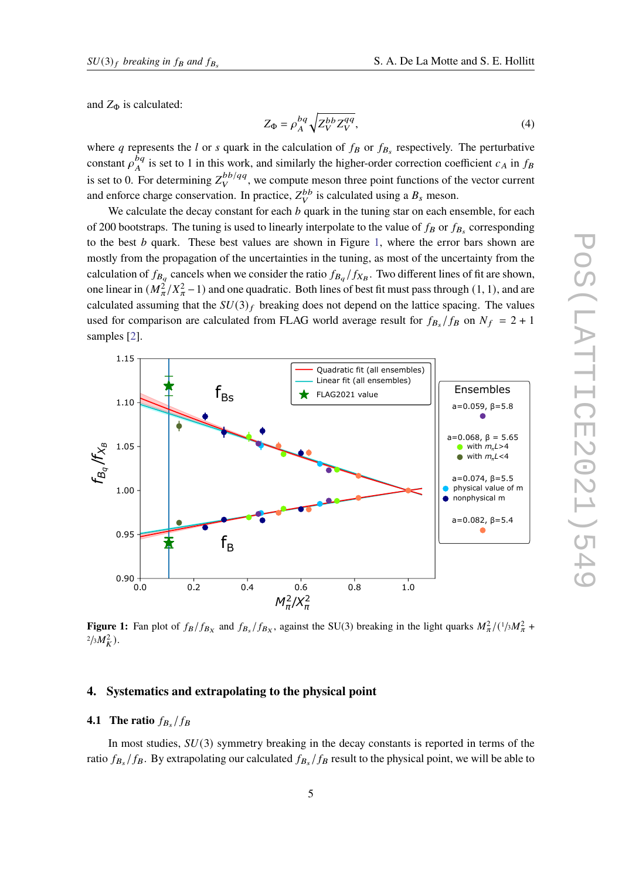and $Z_\Phi$ is calculated:

$$Z_\Phi = \rho_A^{bq} \sqrt{Z_V^{bb} Z_V^{qq}}, \tag{4}$$

where $q$ represents the $l$ or $s$ quark in the calculation of $f_B$ or $f_{B_s}$ respectively. The perturbative constant $\rho_A^{bq}$ is set to 1 in this work, and similarly the higher-order correction coefficient $c_A$ in $f_B$ is set to 0. For determining $Z_V^{bb/qq}$, we compute meson three point functions of the vector current and enforce charge conservation. In practice, $Z_V^{bb}$ is calculated using a $B_s$ meson.

We calculate the decay constant for each $b$ quark in the tuning star on each ensemble, for each of 200 bootstraps. The tuning is used to linearly interpolate to the value of $f_B$ or $f_{B_s}$ corresponding to the best $b$ quark. These best values are shown in Figure 1, where the error bars shown are mostly from the propagation of the uncertainties in the tuning, as most of the uncertainty from the calculation of $f_{B_q}$ cancels when we consider the ratio $f_{B_q}/f_{X_B}$. Two different lines of fit are shown, one linear in $(M_\pi^2/X_\pi^2 - 1)$ and one quadratic. Both lines of best fit must pass through $(1, 1)$, and are calculated assuming that the $SU(3)_f$ breaking does not depend on the lattice spacing. The values used for comparison are calculated from FLAG world average result for $f_{B_s}/f_B$ on $N_f = 2+1$ samples [2].

**Figure 1:** Fan plot of $f_B/f_{B_X}$ and $f_{B_s}/f_{B_X}$, against the SU(3) breaking in the light quarks $M_\pi^2/(^1\!/_3 M_\pi^2 + {}^2\!/_3 M_K^2)$.

## 4. Systematics and extrapolating to the physical point

### 4.1 The ratio $f_{B_s}/f_B$

In most studies, $SU(3)$ symmetry breaking in the decay constants is reported in terms of the ratio $f_{B_s}/f_B$. By extrapolating our calculated $f_{B_s}/f_B$ result to the physical point, we will be able to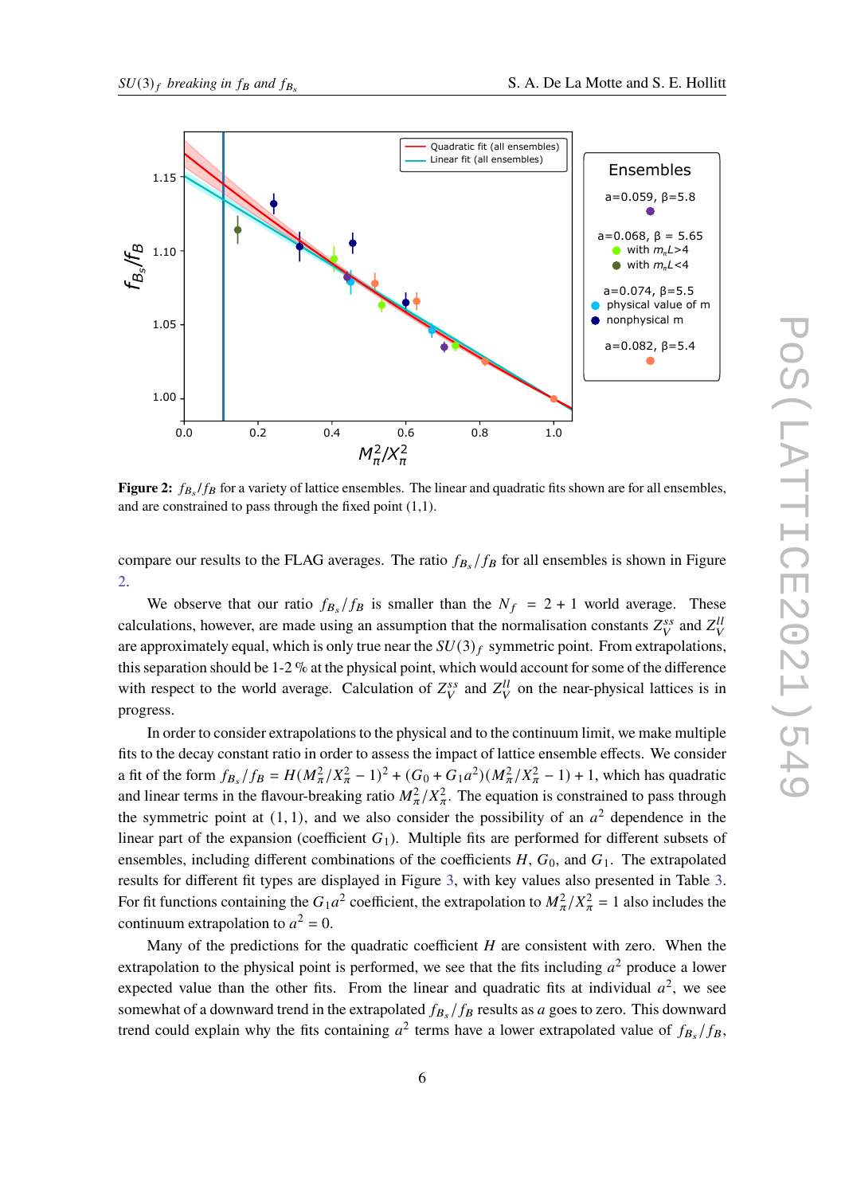**Figure 2:** $f_{B_s}/f_B$ for a variety of lattice ensembles. The linear and quadratic fits shown are for all ensembles, and are constrained to pass through the fixed point (1,1).

compare our results to the FLAG averages. The ratio $f_{B_s}/f_B$ for all ensembles is shown in Figure 2.

We observe that our ratio $f_{B_s}/f_B$ is smaller than the $N_f = 2+1$ world average. These calculations, however, are made using an assumption that the normalisation constants $Z_V^{ss}$ and $Z_V^{ll}$ are approximately equal, which is only true near the $SU(3)_f$ symmetric point. From extrapolations, this separation should be 1-2 % at the physical point, which would account for some of the difference with respect to the world average. Calculation of $Z_V^{ss}$ and $Z_V^{ll}$ on the near-physical lattices is in progress.

In order to consider extrapolations to the physical and to the continuum limit, we make multiple fits to the decay constant ratio in order to assess the impact of lattice ensemble effects. We consider a fit of the form $f_{B_s}/f_B = H(M_\pi^2/X_\pi^2 - 1)^2 + (G_0 + G_1 a^2)(M_\pi^2/X_\pi^2 - 1) + 1$, which has quadratic and linear terms in the flavour-breaking ratio $M_\pi^2/X_\pi^2$. The equation is constrained to pass through the symmetric point at $(1,1)$, and we also consider the possibility of an $a^2$ dependence in the linear part of the expansion (coefficient $G_1$). Multiple fits are performed for different subsets of ensembles, including different combinations of the coefficients $H$, $G_0$, and $G_1$. The extrapolated results for different fit types are displayed in Figure 3, with key values also presented in Table 3. For fit functions containing the $G_1 a^2$ coefficient, the extrapolation to $M_\pi^2/X_\pi^2 = 1$ also includes the continuum extrapolation to $a^2 = 0$.

Many of the predictions for the quadratic coefficient $H$ are consistent with zero. When the extrapolation to the physical point is performed, we see that the fits including $a^2$ produce a lower expected value than the other fits. From the linear and quadratic fits at individual $a^2$, we see somewhat of a downward trend in the extrapolated $f_{B_s}/f_B$ results as $a$ goes to zero. This downward trend could explain why the fits containing $a^2$ terms have a lower extrapolated value of $f_{B_s}/f_B$,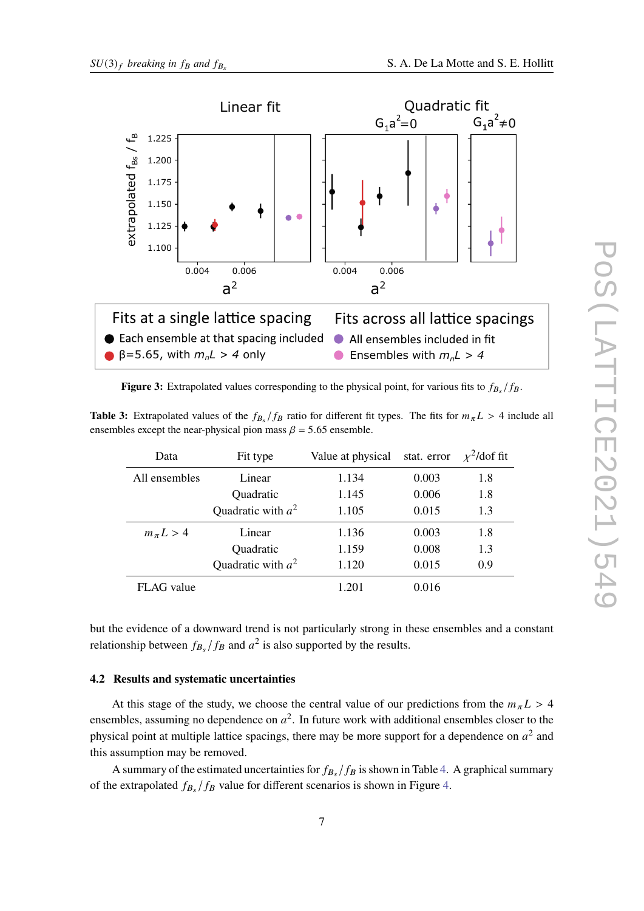**Figure 3:** Extrapolated values corresponding to the physical point, for various fits to $f_{B_s}/f_B$.

**Table 3:** Extrapolated values of the $f_{B_s}/f_B$ ratio for different fit types. The fits for $m_\pi L > 4$ include all ensembles except the near-physical pion mass $\beta = 5.65$ ensemble.

| Data | Fit type | Value at physical | stat. error | $\chi^2$/dof fit |
|---|---|---|---|---|
| All ensembles | Linear | 1.134 | 0.003 | 1.8 |
| | Quadratic | 1.145 | 0.006 | 1.8 |
| | Quadratic with $a^2$ | 1.105 | 0.015 | 1.3 |
| $m_\pi L > 4$ | Linear | 1.136 | 0.003 | 1.8 |
| | Quadratic | 1.159 | 0.008 | 1.3 |
| | Quadratic with $a^2$ | 1.120 | 0.015 | 0.9 |
| FLAG value | | 1.201 | 0.016 | |

but the evidence of a downward trend is not particularly strong in these ensembles and a constant relationship between $f_{B_s}/f_B$ and $a^2$ is also supported by the results.

### 4.2 Results and systematic uncertainties

At this stage of the study, we choose the central value of our predictions from the $m_\pi L > 4$ ensembles, assuming no dependence on $a^2$. In future work with additional ensembles closer to the physical point at multiple lattice spacings, there may be more support for a dependence on $a^2$ and this assumption may be removed.

A summary of the estimated uncertainties for $f_{B_s}/f_B$ is shown in Table 4. A graphical summary of the extrapolated $f_{B_s}/f_B$ value for different scenarios is shown in Figure 4.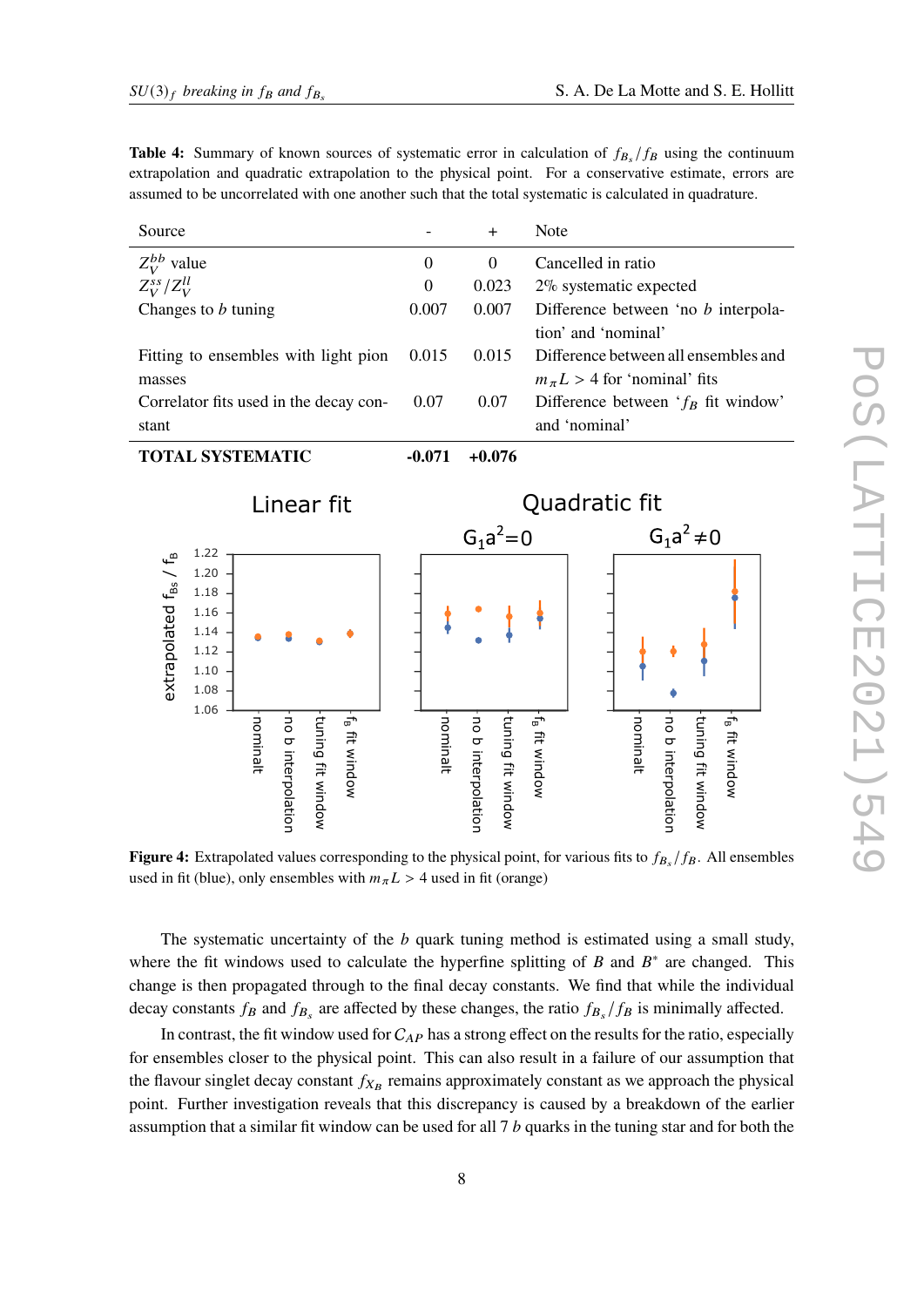**Table 4:** Summary of known sources of systematic error in calculation of $f_{B_s}/f_B$ using the continuum extrapolation and quadratic extrapolation to the physical point. For a conservative estimate, errors are assumed to be uncorrelated with one another such that the total systematic is calculated in quadrature.

| Source | - | + | Note |
|---|---|---|---|
| $Z_V^{bb}$ value | 0 | 0 | Cancelled in ratio |
| $Z_V^{ss}/Z_V^{ll}$ | 0 | 0.023 | 2% systematic expected |
| Changes to $b$ tuning | 0.007 | 0.007 | Difference between 'no $b$ interpolation' and 'nominal' |
| Fitting to ensembles with light pion masses | 0.015 | 0.015 | Difference between all ensembles and $m_\pi L > 4$ for 'nominal' fits |
| Correlator fits used in the decay constant | 0.07 | 0.07 | Difference between '$f_B$ fit window' and 'nominal' |
| **TOTAL SYSTEMATIC** | **-0.071** | **+0.076** | |

**Figure 4:** Extrapolated values corresponding to the physical point, for various fits to $f_{B_s}/f_B$. All ensembles used in fit (blue), only ensembles with $m_\pi L > 4$ used in fit (orange)

The systematic uncertainty of the $b$ quark tuning method is estimated using a small study, where the fit windows used to calculate the hyperfine splitting of $B$ and $B^*$ are changed. This change is then propagated through to the final decay constants. We find that while the individual decay constants $f_B$ and $f_{B_s}$ are affected by these changes, the ratio $f_{B_s}/f_B$ is minimally affected.

In contrast, the fit window used for $C_{AP}$ has a strong effect on the results for the ratio, especially for ensembles closer to the physical point. This can also result in a failure of our assumption that the flavour singlet decay constant $f_{X_B}$ remains approximately constant as we approach the physical point. Further investigation reveals that this discrepancy is caused by a breakdown of the earlier assumption that a similar fit window can be used for all 7 $b$ quarks in the tuning star and for both the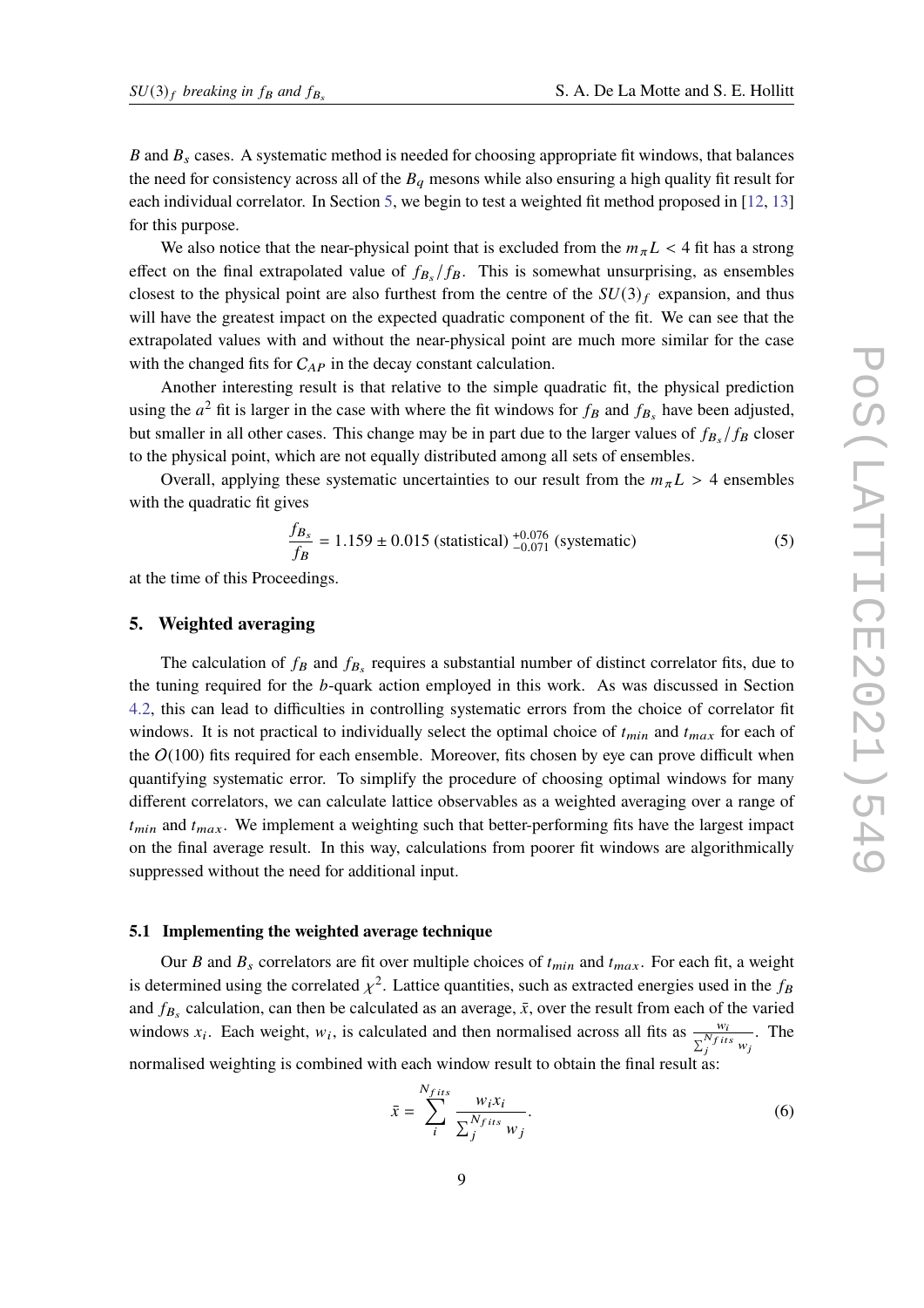$B$ and $B_s$ cases. A systematic method is needed for choosing appropriate fit windows, that balances the need for consistency across all of the $B_q$ mesons while also ensuring a high quality fit result for each individual correlator. In Section 5, we begin to test a weighted fit method proposed in [12, 13] for this purpose.

We also notice that the near-physical point that is excluded from the $m_\pi L < 4$ fit has a strong effect on the final extrapolated value of $f_{B_s}/f_B$. This is somewhat unsurprising, as ensembles closest to the physical point are also furthest from the centre of the $SU(3)_f$ expansion, and thus will have the greatest impact on the expected quadratic component of the fit. We can see that the extrapolated values with and without the near-physical point are much more similar for the case with the changed fits for $C_{AP}$ in the decay constant calculation.

Another interesting result is that relative to the simple quadratic fit, the physical prediction using the $a^2$ fit is larger in the case with where the fit windows for $f_B$ and $f_{B_s}$ have been adjusted, but smaller in all other cases. This change may be in part due to the larger values of $f_{B_s}/f_B$ closer to the physical point, which are not equally distributed among all sets of ensembles.

Overall, applying these systematic uncertainties to our result from the $m_\pi L > 4$ ensembles with the quadratic fit gives

$$\frac{f_{B_s}}{f_B} = 1.159 \pm 0.015 \text{ (statistical)} \,{}^{+0.076}_{-0.071} \text{ (systematic)} \tag{5}$$

at the time of this Proceedings.

## 5. Weighted averaging

The calculation of $f_B$ and $f_{B_s}$ requires a substantial number of distinct correlator fits, due to the tuning required for the $b$-quark action employed in this work. As was discussed in Section 4.2, this can lead to difficulties in controlling systematic errors from the choice of correlator fit windows. It is not practical to individually select the optimal choice of $t_{min}$ and $t_{max}$ for each of the $O(100)$ fits required for each ensemble. Moreover, fits chosen by eye can prove difficult when quantifying systematic error. To simplify the procedure of choosing optimal windows for many different correlators, we can calculate lattice observables as a weighted averaging over a range of $t_{min}$ and $t_{max}$. We implement a weighting such that better-performing fits have the largest impact on the final average result. In this way, calculations from poorer fit windows are algorithmically suppressed without the need for additional input.

### 5.1 Implementing the weighted average technique

Our $B$ and $B_s$ correlators are fit over multiple choices of $t_{min}$ and $t_{max}$. For each fit, a weight is determined using the correlated $\chi^2$. Lattice quantities, such as extracted energies used in the $f_B$ and $f_{B_s}$ calculation, can then be calculated as an average, $\bar{x}$, over the result from each of the varied windows $x_i$. Each weight, $w_i$, is calculated and then normalised across all fits as $\frac{w_i}{\sum_j^{N_{fits}} w_j}$. The normalised weighting is combined with each window result to obtain the final result as:

$$\bar{x} = \sum_i^{N_{fits}} \frac{w_i x_i}{\sum_j^{N_{fits}} w_j}. \tag{6}$$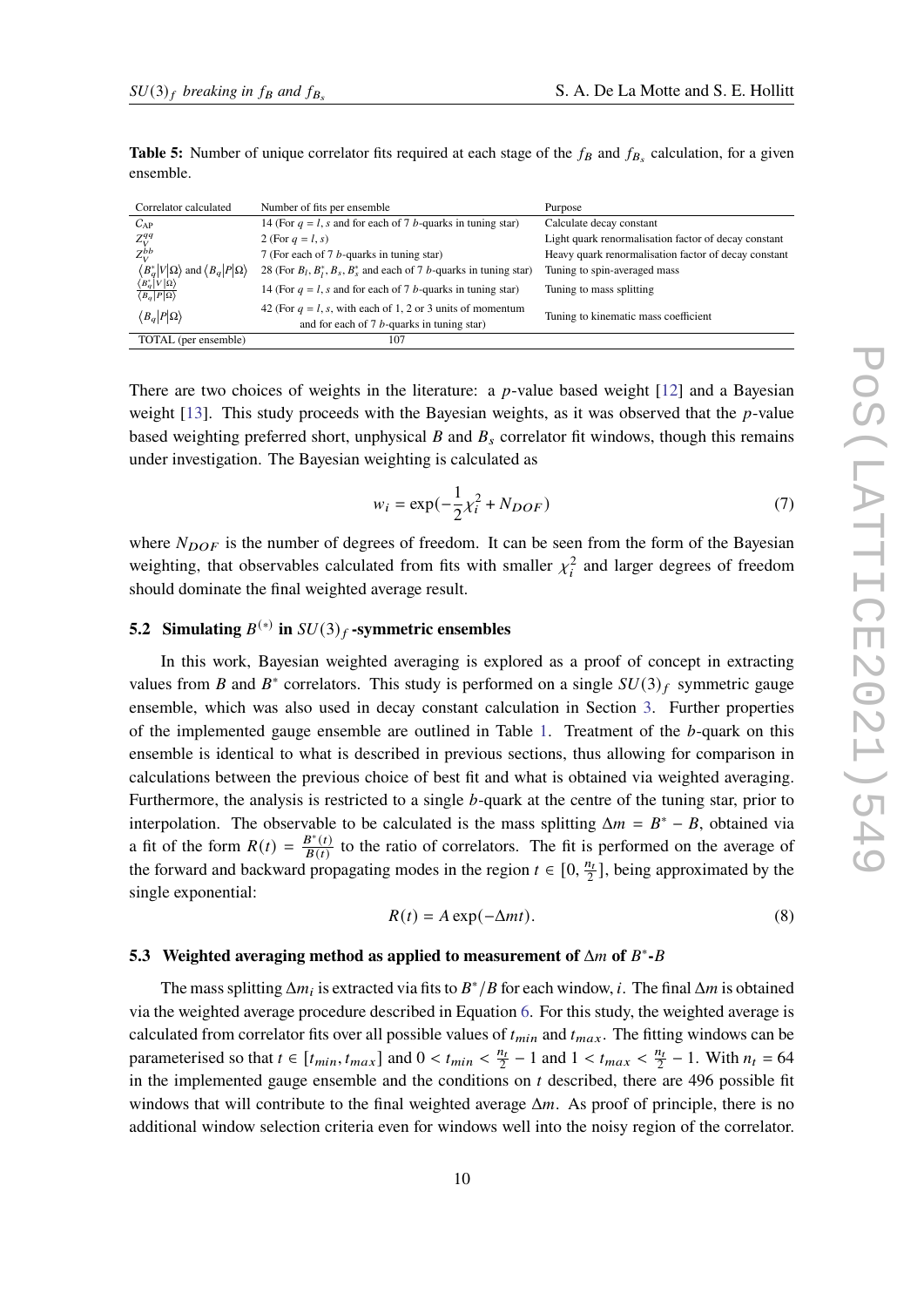**Table 5:** Number of unique correlator fits required at each stage of the $f_B$ and $f_{B_s}$ calculation, for a given ensemble.

| Correlator calculated | Number of fits per ensemble | Purpose |
|---|---|---|
| $C_{\mathrm{AP}}$ | 14 (For $q = l, s$ and for each of 7 $b$-quarks in tuning star) | Calculate decay constant |
| $Z_V^{qq}$ | 2 (For $q = l, s$) | Light quark renormalisation factor of decay constant |
| $Z_V^{bb}$ | 7 (For each of 7 $b$-quarks in tuning star) | Heavy quark renormalisation factor of decay constant |
| $\langle B_q^*\lvert V\rvert\Omega\rangle$ and $\langle B_q\lvert P\rvert\Omega\rangle$ | 28 (For $B_l, B_l^*, B_s, B_s^*$ and each of 7 $b$-quarks in tuning star) | Tuning to spin-averaged mass |
| $\frac{\langle B_q^*\lvert V\rvert\Omega\rangle}{\langle B_q\lvert P\rvert\Omega\rangle}$ | 14 (For $q = l, s$ and for each of 7 $b$-quarks in tuning star) | Tuning to mass splitting |
| $\langle B_q\lvert P\rvert\Omega\rangle$ | 42 (For $q = l, s$, with each of 1, 2 or 3 units of momentum and for each of 7 $b$-quarks in tuning star) | Tuning to kinematic mass coefficient |
| TOTAL (per ensemble) | 107 | |

There are two choices of weights in the literature: a $p$-value based weight [12] and a Bayesian weight [13]. This study proceeds with the Bayesian weights, as it was observed that the $p$-value based weighting preferred short, unphysical $B$ and $B_s$ correlator fit windows, though this remains under investigation. The Bayesian weighting is calculated as

$$w_i = \exp(-\frac{1}{2}\chi_i^2 + N_{DOF}) \tag{7}$$

where $N_{DOF}$ is the number of degrees of freedom. It can be seen from the form of the Bayesian weighting, that observables calculated from fits with smaller $\chi_i^2$ and larger degrees of freedom should dominate the final weighted average result.

### 5.2 Simulating $B^{(*)}$ in $SU(3)_f$-symmetric ensembles

In this work, Bayesian weighted averaging is explored as a proof of concept in extracting values from $B$ and $B^*$ correlators. This study is performed on a single $SU(3)_f$ symmetric gauge ensemble, which was also used in decay constant calculation in Section 3. Further properties of the implemented gauge ensemble are outlined in Table 1. Treatment of the $b$-quark on this ensemble is identical to what is described in previous sections, thus allowing for comparison in calculations between the previous choice of best fit and what is obtained via weighted averaging. Furthermore, the analysis is restricted to a single $b$-quark at the centre of the tuning star, prior to interpolation. The observable to be calculated is the mass splitting $\Delta m = B^* - B$, obtained via a fit of the form $R(t) = \frac{B^*(t)}{B(t)}$ to the ratio of correlators. The fit is performed on the average of the forward and backward propagating modes in the region $t \in [0, \frac{n_t}{2}]$, being approximated by the single exponential:

$$R(t) = A\exp(-\Delta m t). \tag{8}$$

### 5.3 Weighted averaging method as applied to measurement of $\Delta m$ of $B^*$-$B$

The mass splitting $\Delta m_i$ is extracted via fits to $B^*/B$ for each window, $i$. The final $\Delta m$ is obtained via the weighted average procedure described in Equation 6. For this study, the weighted average is calculated from correlator fits over all possible values of $t_{min}$ and $t_{max}$. The fitting windows can be parameterised so that $t \in [t_{min}, t_{max}]$ and $0 < t_{min} < \frac{n_t}{2} - 1$ and $1 < t_{max} < \frac{n_t}{2} - 1$. With $n_t = 64$ in the implemented gauge ensemble and the conditions on $t$ described, there are 496 possible fit windows that will contribute to the final weighted average $\Delta m$. As proof of principle, there is no additional window selection criteria even for windows well into the noisy region of the correlator.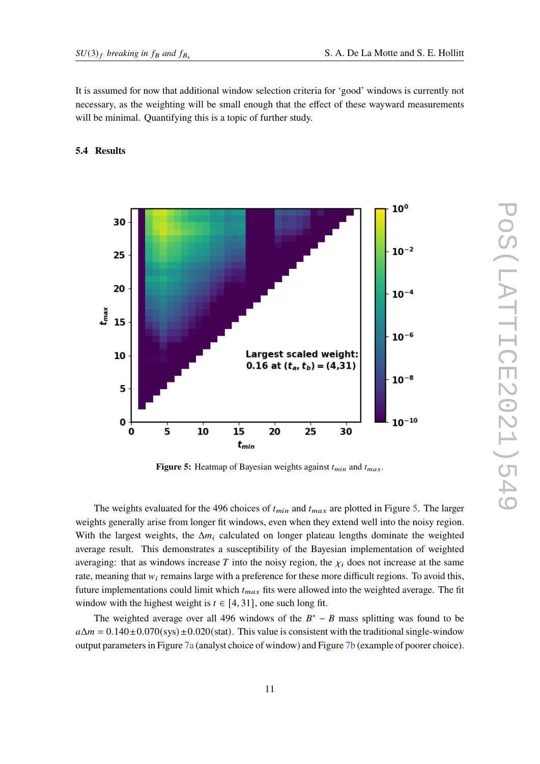It is assumed for now that additional window selection criteria for 'good' windows is currently not necessary, as the weighting will be small enough that the effect of these wayward measurements will be minimal. Quantifying this is a topic of further study.

### 5.4 Results

**Figure 5:** Heatmap of Bayesian weights against $t_{min}$ and $t_{max}$.

The weights evaluated for the 496 choices of $t_{min}$ and $t_{max}$ are plotted in Figure 5. The larger weights generally arise from longer fit windows, even when they extend well into the noisy region. With the largest weights, the $\Delta m_i$ calculated on longer plateau lengths dominate the weighted average result. This demonstrates a susceptibility of the Bayesian implementation of weighted averaging: that as windows increase $T$ into the noisy region, the $\chi_i$ does not increase at the same rate, meaning that $w_i$ remains large with a preference for these more difficult regions. To avoid this, future implementations could limit which $t_{max}$ fits were allowed into the weighted average. The fit window with the highest weight is $t \in [4, 31]$, one such long fit.

The weighted average over all 496 windows of the $B^* - B$ mass splitting was found to be $a\Delta m = 0.140 \pm 0.070(\text{sys}) \pm 0.020(\text{stat})$. This value is consistent with the traditional single-window output parameters in Figure 7a (analyst choice of window) and Figure 7b (example of poorer choice).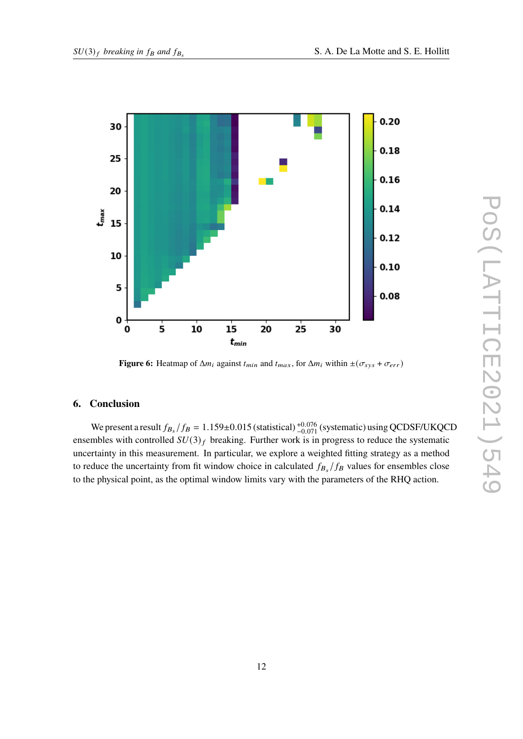**Figure 6:** Heatmap of $\Delta m_i$ against $t_{min}$ and $t_{max}$, for $\Delta m_i$ within $\pm(\sigma_{sys} + \sigma_{err})$

## 6. Conclusion

We present a result $f_{B_s}/f_B = 1.159 \pm 0.015$ (statistical) $^{+0.076}_{-0.071}$ (systematic) using QCDSF/UKQCD ensembles with controlled $SU(3)_f$ breaking. Further work is in progress to reduce the systematic uncertainty in this measurement. In particular, we explore a weighted fitting strategy as a method to reduce the uncertainty from fit window choice in calculated $f_{B_s}/f_B$ values for ensembles close to the physical point, as the optimal window limits vary with the parameters of the RHQ action.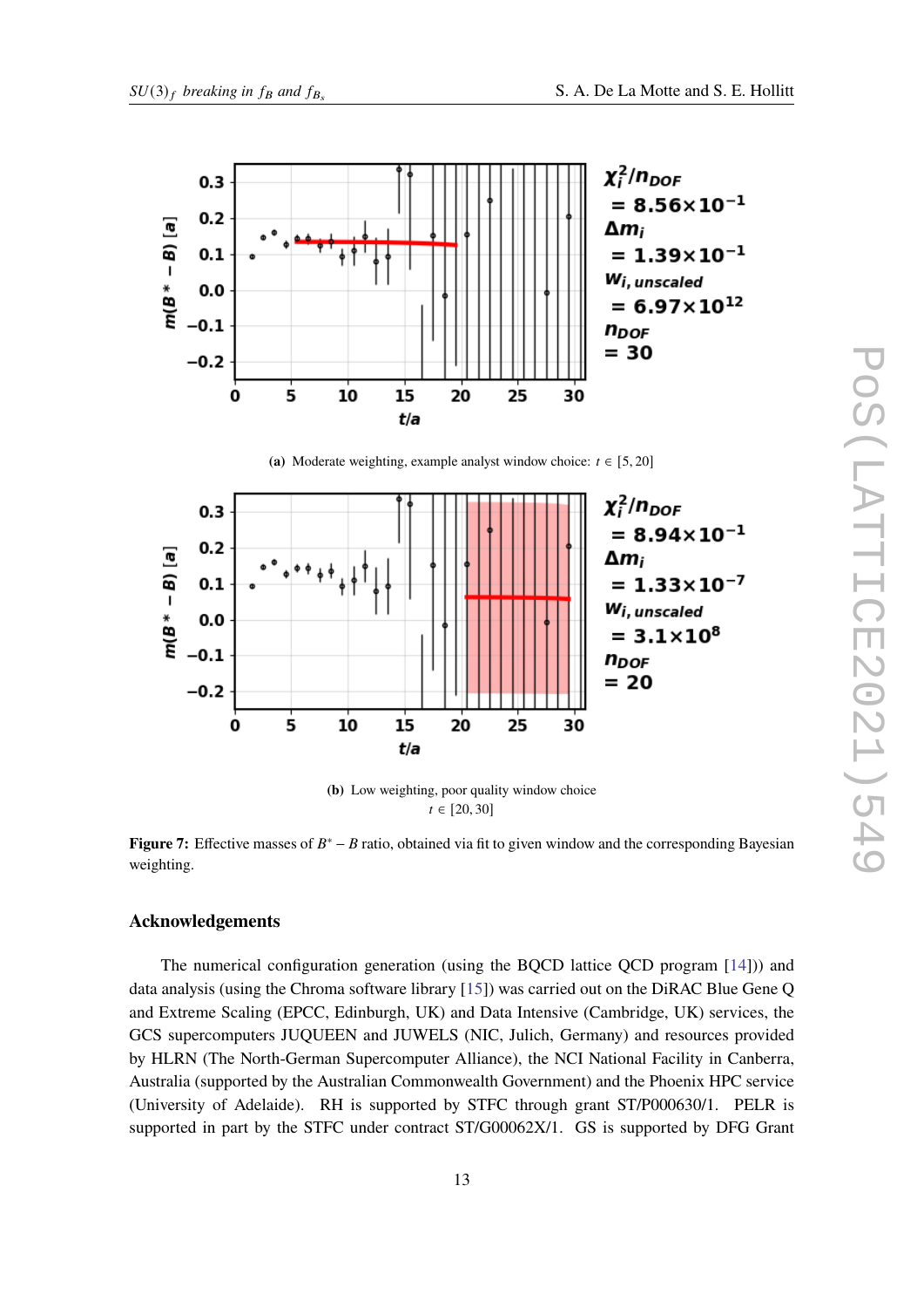(a) Moderate weighting, example analyst window choice: $t \in [5, 20]$

(b) Low weighting, poor quality window choice $t \in [20, 30]$

**Figure 7:** Effective masses of $B^* - B$ ratio, obtained via fit to given window and the corresponding Bayesian weighting.

### Acknowledgements

The numerical configuration generation (using the BQCD lattice QCD program [14])) and data analysis (using the Chroma software library [15]) was carried out on the DiRAC Blue Gene Q and Extreme Scaling (EPCC, Edinburgh, UK) and Data Intensive (Cambridge, UK) services, the GCS supercomputers JUQUEEN and JUWELS (NIC, Julich, Germany) and resources provided by HLRN (The North-German Supercomputer Alliance), the NCI National Facility in Canberra, Australia (supported by the Australian Commonwealth Government) and the Phoenix HPC service (University of Adelaide). RH is supported by STFC through grant ST/P000630/1. PELR is supported in part by the STFC under contract ST/G00062X/1. GS is supported by DFG Grant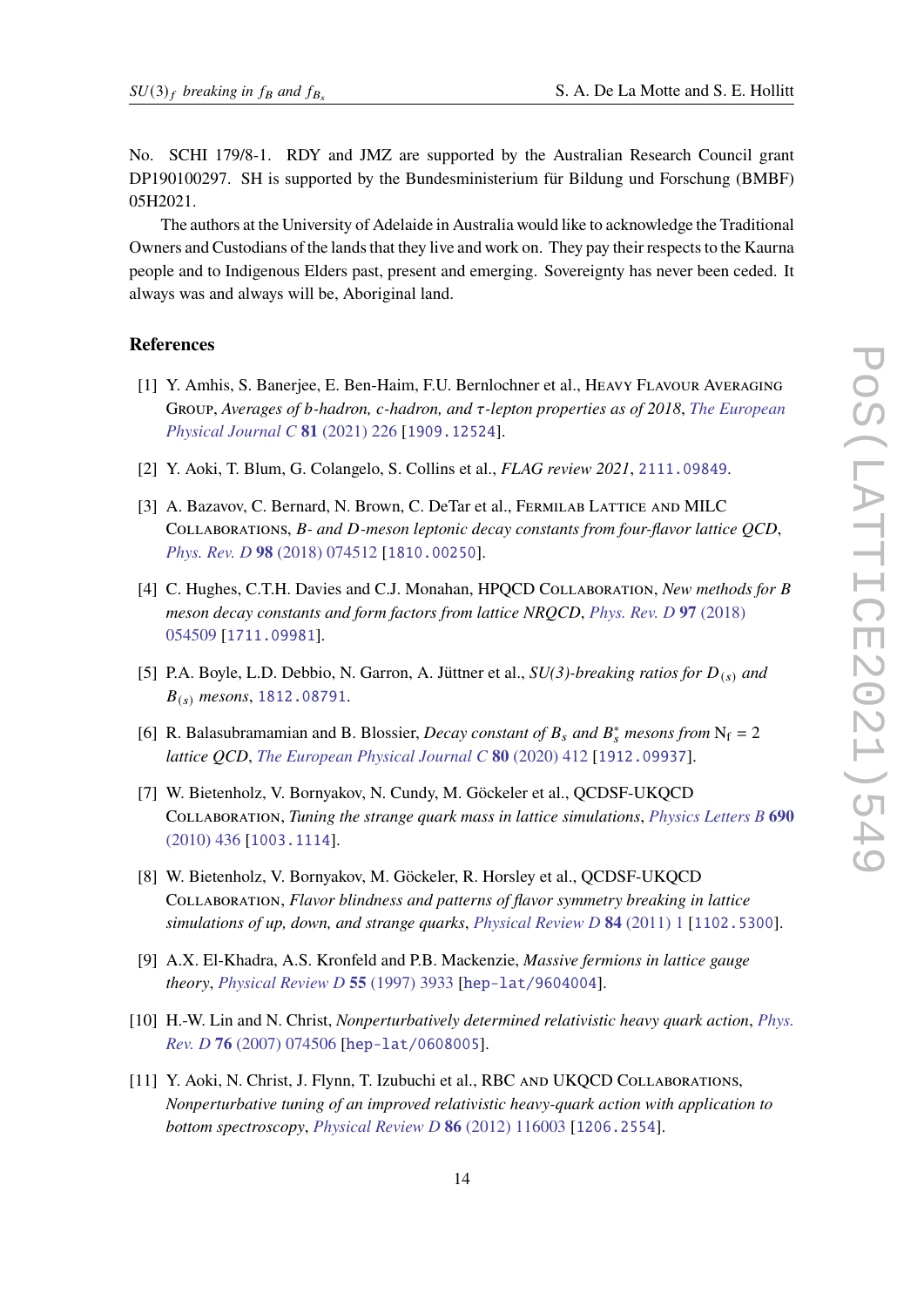No. SCHI 179/8-1. RDY and JMZ are supported by the Australian Research Council grant DP190100297. SH is supported by the Bundesministerium für Bildung und Forschung (BMBF) 05H2021.

The authors at the University of Adelaide in Australia would like to acknowledge the Traditional Owners and Custodians of the lands that they live and work on. They pay their respects to the Kaurna people and to Indigenous Elders past, present and emerging. Sovereignty has never been ceded. It always was and always will be, Aboriginal land.

## References

[1] Y. Amhis, S. Banerjee, E. Ben-Haim, F.U. Bernlochner et al., Heavy Flavour Averaging Group, *Averages of b-hadron, c-hadron, and τ-lepton properties as of 2018*, *The European Physical Journal C* **81** (2021) 226 [1909.12524].

[2] Y. Aoki, T. Blum, G. Colangelo, S. Collins et al., *FLAG review 2021*, 2111.09849.

[3] A. Bazavov, C. Bernard, N. Brown, C. DeTar et al., Fermilab Lattice and MILC Collaborations, *B- and D-meson leptonic decay constants from four-flavor lattice QCD*, *Phys. Rev. D* **98** (2018) 074512 [1810.00250].

[4] C. Hughes, C.T.H. Davies and C.J. Monahan, HPQCD Collaboration, *New methods for B meson decay constants and form factors from lattice NRQCD*, *Phys. Rev. D* **97** (2018) 054509 [1711.09981].

[5] P.A. Boyle, L.D. Debbio, N. Garron, A. Jüttner et al., *SU(3)-breaking ratios for $D_{(s)}$ and $B_{(s)}$ mesons*, 1812.08791.

[6] R. Balasubramamian and B. Blossier, *Decay constant of $B_s$ and $B_s^*$ mesons from $N_f = 2$ lattice QCD*, *The European Physical Journal C* **80** (2020) 412 [1912.09937].

[7] W. Bietenholz, V. Bornyakov, N. Cundy, M. Göckeler et al., QCDSF-UKQCD Collaboration, *Tuning the strange quark mass in lattice simulations*, *Physics Letters B* **690** (2010) 436 [1003.1114].

[8] W. Bietenholz, V. Bornyakov, M. Göckeler, R. Horsley et al., QCDSF-UKQCD Collaboration, *Flavor blindness and patterns of flavor symmetry breaking in lattice simulations of up, down, and strange quarks*, *Physical Review D* **84** (2011) 1 [1102.5300].

[9] A.X. El-Khadra, A.S. Kronfeld and P.B. Mackenzie, *Massive fermions in lattice gauge theory*, *Physical Review D* **55** (1997) 3933 [hep-lat/9604004].

[10] H.-W. Lin and N. Christ, *Nonperturbatively determined relativistic heavy quark action*, *Phys. Rev. D* **76** (2007) 074506 [hep-lat/0608005].

[11] Y. Aoki, N. Christ, J. Flynn, T. Izubuchi et al., RBC and UKQCD Collaborations, *Nonperturbative tuning of an improved relativistic heavy-quark action with application to bottom spectroscopy*, *Physical Review D* **86** (2012) 116003 [1206.2554].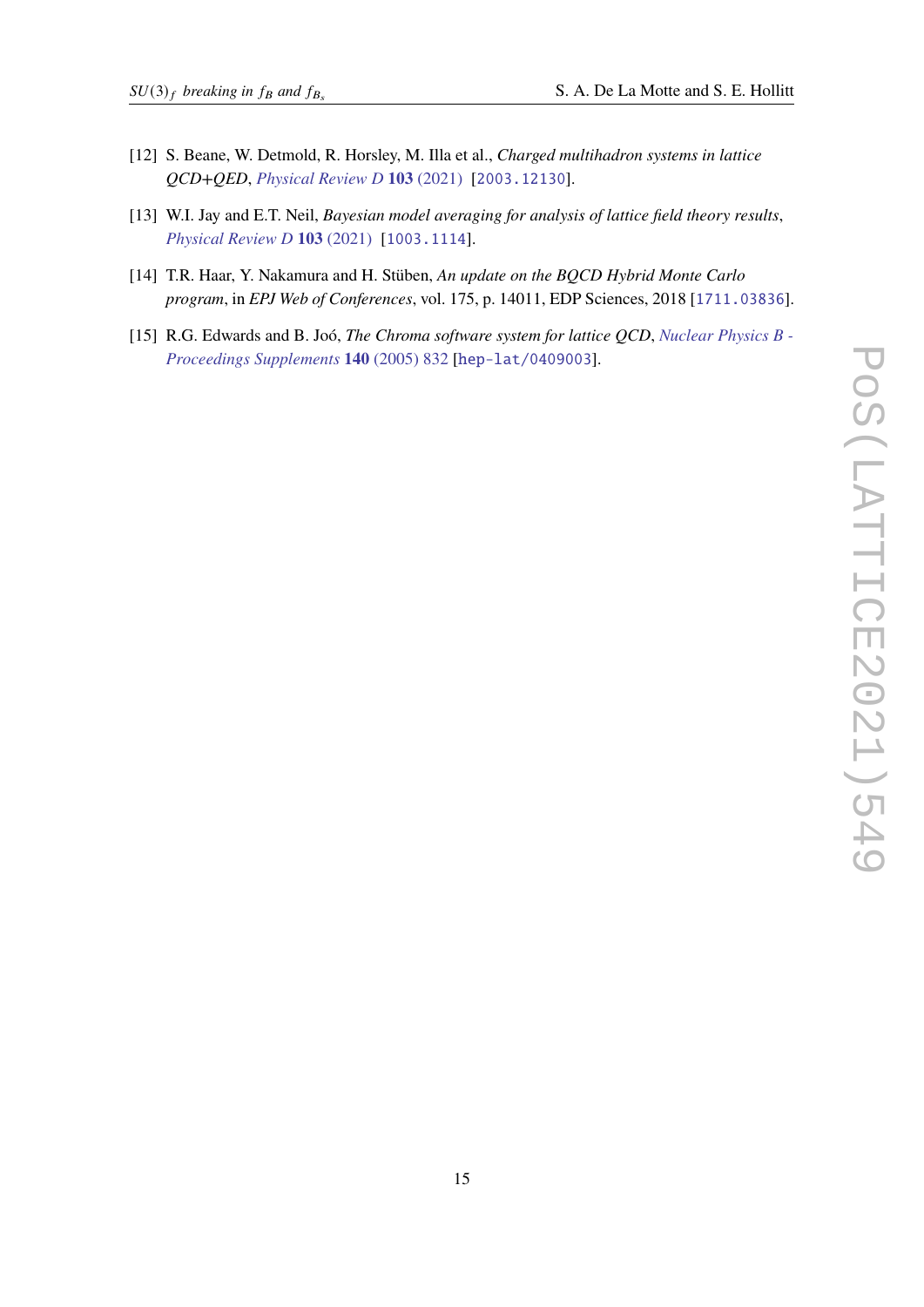[12] S. Beane, W. Detmold, R. Horsley, M. Illa et al., *Charged multihadron systems in lattice QCD+QED*, *Physical Review D* **103** (2021) [2003.12130].

[13] W.I. Jay and E.T. Neil, *Bayesian model averaging for analysis of lattice field theory results*, *Physical Review D* **103** (2021) [1003.1114].

[14] T.R. Haar, Y. Nakamura and H. Stüben, *An update on the BQCD Hybrid Monte Carlo program*, in *EPJ Web of Conferences*, vol. 175, p. 14011, EDP Sciences, 2018 [1711.03836].

[15] R.G. Edwards and B. Joó, *The Chroma software system for lattice QCD*, *Nuclear Physics B - Proceedings Supplements* **140** (2005) 832 [hep-lat/0409003].